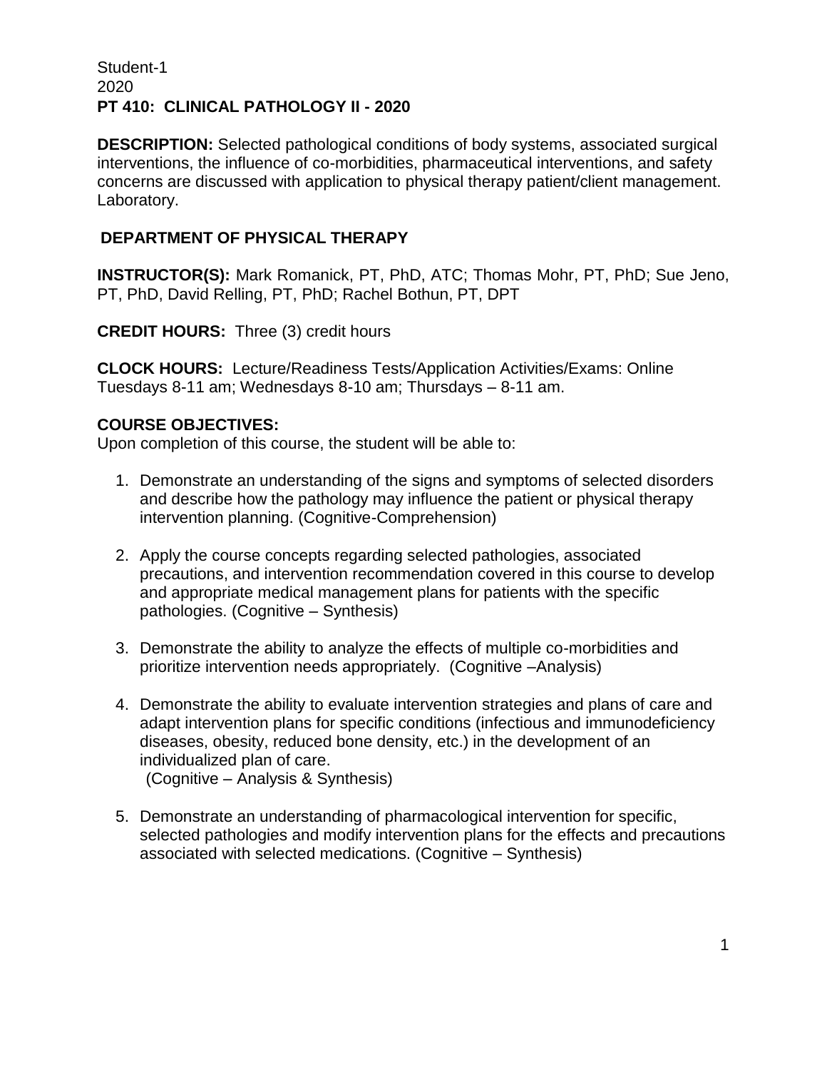Student-1
2020
**PT 410: CLINICAL PATHOLOGY II - 2020**

**DESCRIPTION:** Selected pathological conditions of body systems, associated surgical interventions, the influence of co-morbidities, pharmaceutical interventions, and safety concerns are discussed with application to physical therapy patient/client management. Laboratory.

**DEPARTMENT OF PHYSICAL THERAPY**

**INSTRUCTOR(S):** Mark Romanick, PT, PhD, ATC; Thomas Mohr, PT, PhD; Sue Jeno, PT, PhD, David Relling, PT, PhD; Rachel Bothun, PT, DPT

**CREDIT HOURS:** Three (3) credit hours

**CLOCK HOURS:** Lecture/Readiness Tests/Application Activities/Exams: Online Tuesdays 8-11 am; Wednesdays 8-10 am; Thursdays – 8-11 am.

**COURSE OBJECTIVES:**
Upon completion of this course, the student will be able to:

1. Demonstrate an understanding of the signs and symptoms of selected disorders and describe how the pathology may influence the patient or physical therapy intervention planning. (Cognitive-Comprehension)

2. Apply the course concepts regarding selected pathologies, associated precautions, and intervention recommendation covered in this course to develop and appropriate medical management plans for patients with the specific pathologies. (Cognitive – Synthesis)

3. Demonstrate the ability to analyze the effects of multiple co-morbidities and prioritize intervention needs appropriately. (Cognitive –Analysis)

4. Demonstrate the ability to evaluate intervention strategies and plans of care and adapt intervention plans for specific conditions (infectious and immunodeficiency diseases, obesity, reduced bone density, etc.) in the development of an individualized plan of care.
   (Cognitive – Analysis & Synthesis)

5. Demonstrate an understanding of pharmacological intervention for specific, selected pathologies and modify intervention plans for the effects and precautions associated with selected medications. (Cognitive – Synthesis)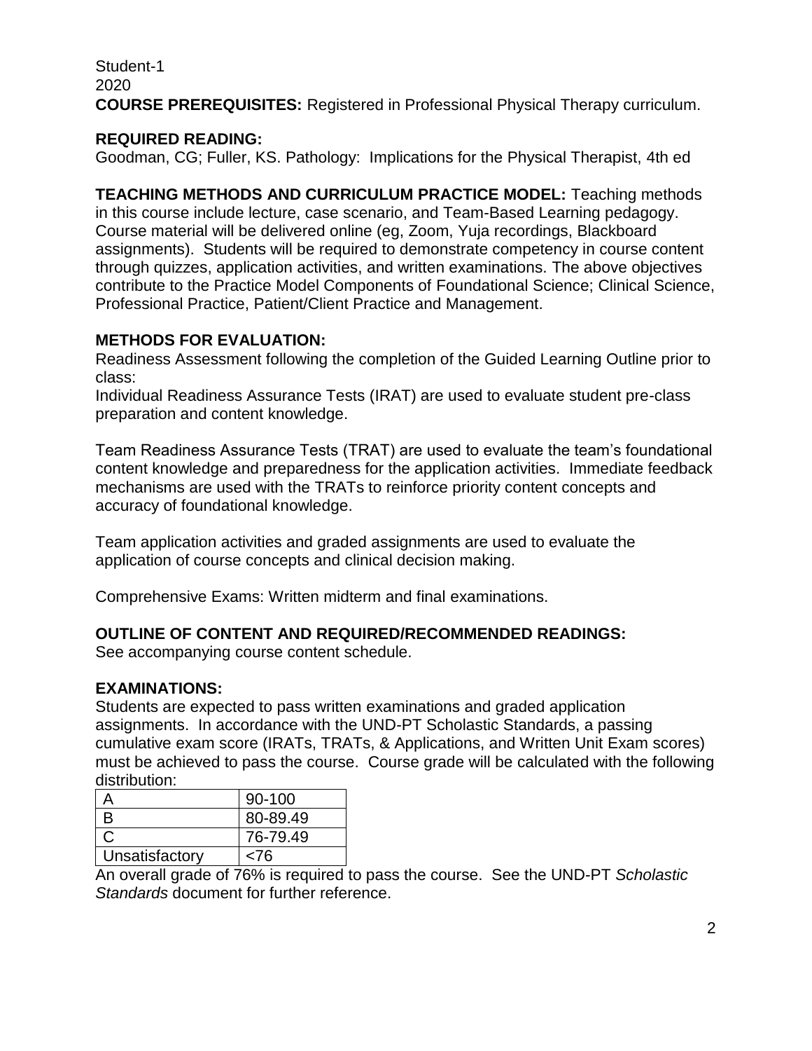Student-1
2020

**COURSE PREREQUISITES:** Registered in Professional Physical Therapy curriculum.

**REQUIRED READING:**
Goodman, CG; Fuller, KS. Pathology: Implications for the Physical Therapist, 4th ed

**TEACHING METHODS AND CURRICULUM PRACTICE MODEL:** Teaching methods in this course include lecture, case scenario, and Team-Based Learning pedagogy. Course material will be delivered online (eg, Zoom, Yuja recordings, Blackboard assignments). Students will be required to demonstrate competency in course content through quizzes, application activities, and written examinations. The above objectives contribute to the Practice Model Components of Foundational Science; Clinical Science, Professional Practice, Patient/Client Practice and Management.

**METHODS FOR EVALUATION:**
Readiness Assessment following the completion of the Guided Learning Outline prior to class:
Individual Readiness Assurance Tests (IRAT) are used to evaluate student pre-class preparation and content knowledge.

Team Readiness Assurance Tests (TRAT) are used to evaluate the team's foundational content knowledge and preparedness for the application activities. Immediate feedback mechanisms are used with the TRATs to reinforce priority content concepts and accuracy of foundational knowledge.

Team application activities and graded assignments are used to evaluate the application of course concepts and clinical decision making.

Comprehensive Exams: Written midterm and final examinations.

**OUTLINE OF CONTENT AND REQUIRED/RECOMMENDED READINGS:**
See accompanying course content schedule.

**EXAMINATIONS:**
Students are expected to pass written examinations and graded application assignments. In accordance with the UND-PT Scholastic Standards, a passing cumulative exam score (IRATs, TRATs, & Applications, and Written Unit Exam scores) must be achieved to pass the course. Course grade will be calculated with the following distribution:

| | |
|---|---|
| A | 90-100 |
| B | 80-89.49 |
| C | 76-79.49 |
| Unsatisfactory | <76 |

An overall grade of 76% is required to pass the course. See the UND-PT *Scholastic Standards* document for further reference.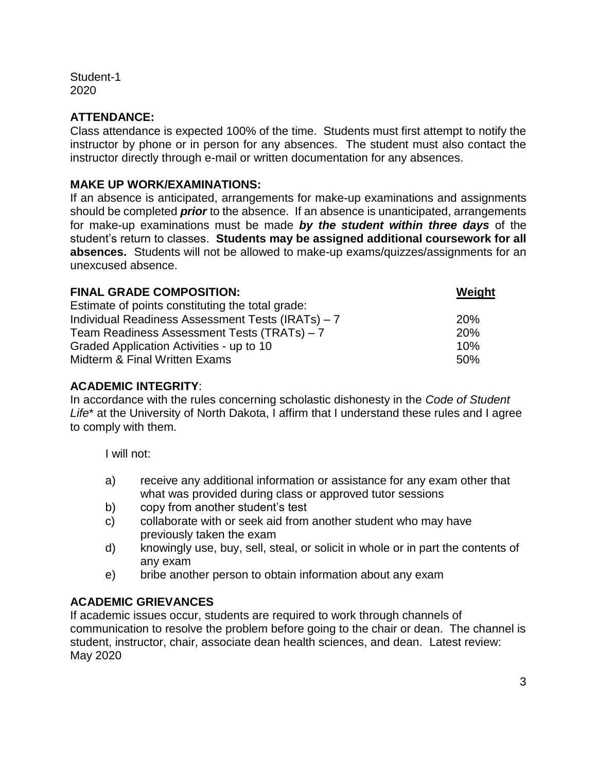Student-1
2020

**ATTENDANCE:**
Class attendance is expected 100% of the time. Students must first attempt to notify the instructor by phone or in person for any absences. The student must also contact the instructor directly through e-mail or written documentation for any absences.

**MAKE UP WORK/EXAMINATIONS:**
If an absence is anticipated, arrangements for make-up examinations and assignments should be completed ***prior*** to the absence. If an absence is unanticipated, arrangements for make-up examinations must be made ***by the student within three days*** of the student's return to classes. **Students may be assigned additional coursework for all absences.** Students will not be allowed to make-up exams/quizzes/assignments for an unexcused absence.

| **FINAL GRADE COMPOSITION:** | **Weight** |
|---|---|
| Estimate of points constituting the total grade: | |
| Individual Readiness Assessment Tests (IRATs) – 7 | 20% |
| Team Readiness Assessment Tests (TRATs) – 7 | 20% |
| Graded Application Activities - up to 10 | 10% |
| Midterm & Final Written Exams | 50% |

**ACADEMIC INTEGRITY**:
In accordance with the rules concerning scholastic dishonesty in the *Code of Student Life*\* at the University of North Dakota, I affirm that I understand these rules and I agree to comply with them.

I will not:

a) receive any additional information or assistance for any exam other that what was provided during class or approved tutor sessions
b) copy from another student's test
c) collaborate with or seek aid from another student who may have previously taken the exam
d) knowingly use, buy, sell, steal, or solicit in whole or in part the contents of any exam
e) bribe another person to obtain information about any exam

**ACADEMIC GRIEVANCES**
If academic issues occur, students are required to work through channels of communication to resolve the problem before going to the chair or dean. The channel is student, instructor, chair, associate dean health sciences, and dean. Latest review: May 2020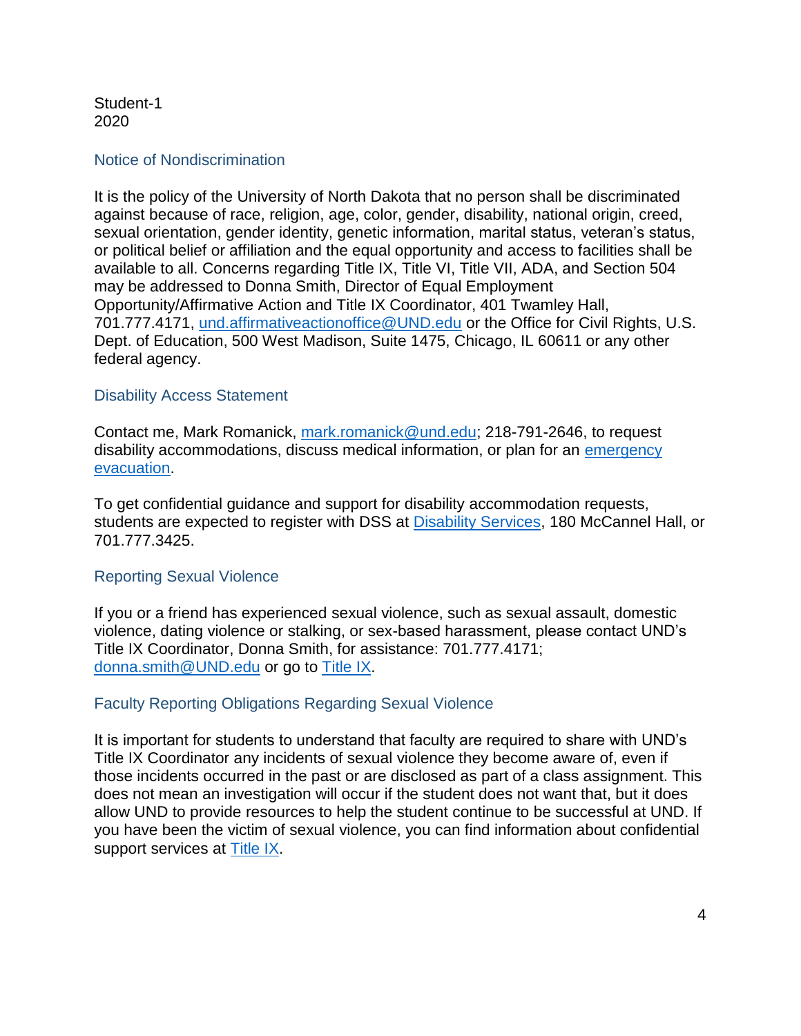Student-1
2020

## Notice of Nondiscrimination

It is the policy of the University of North Dakota that no person shall be discriminated against because of race, religion, age, color, gender, disability, national origin, creed, sexual orientation, gender identity, genetic information, marital status, veteran's status, or political belief or affiliation and the equal opportunity and access to facilities shall be available to all. Concerns regarding Title IX, Title VI, Title VII, ADA, and Section 504 may be addressed to Donna Smith, Director of Equal Employment Opportunity/Affirmative Action and Title IX Coordinator, 401 Twamley Hall, 701.777.4171, und.affirmativeactionoffice@UND.edu or the Office for Civil Rights, U.S. Dept. of Education, 500 West Madison, Suite 1475, Chicago, IL 60611 or any other federal agency.

## Disability Access Statement

Contact me, Mark Romanick, mark.romanick@und.edu; 218-791-2646, to request disability accommodations, discuss medical information, or plan for an emergency evacuation.

To get confidential guidance and support for disability accommodation requests, students are expected to register with DSS at Disability Services, 180 McCannel Hall, or 701.777.3425.

## Reporting Sexual Violence

If you or a friend has experienced sexual violence, such as sexual assault, domestic violence, dating violence or stalking, or sex-based harassment, please contact UND's Title IX Coordinator, Donna Smith, for assistance: 701.777.4171; donna.smith@UND.edu or go to Title IX.

## Faculty Reporting Obligations Regarding Sexual Violence

It is important for students to understand that faculty are required to share with UND's Title IX Coordinator any incidents of sexual violence they become aware of, even if those incidents occurred in the past or are disclosed as part of a class assignment. This does not mean an investigation will occur if the student does not want that, but it does allow UND to provide resources to help the student continue to be successful at UND. If you have been the victim of sexual violence, you can find information about confidential support services at Title IX.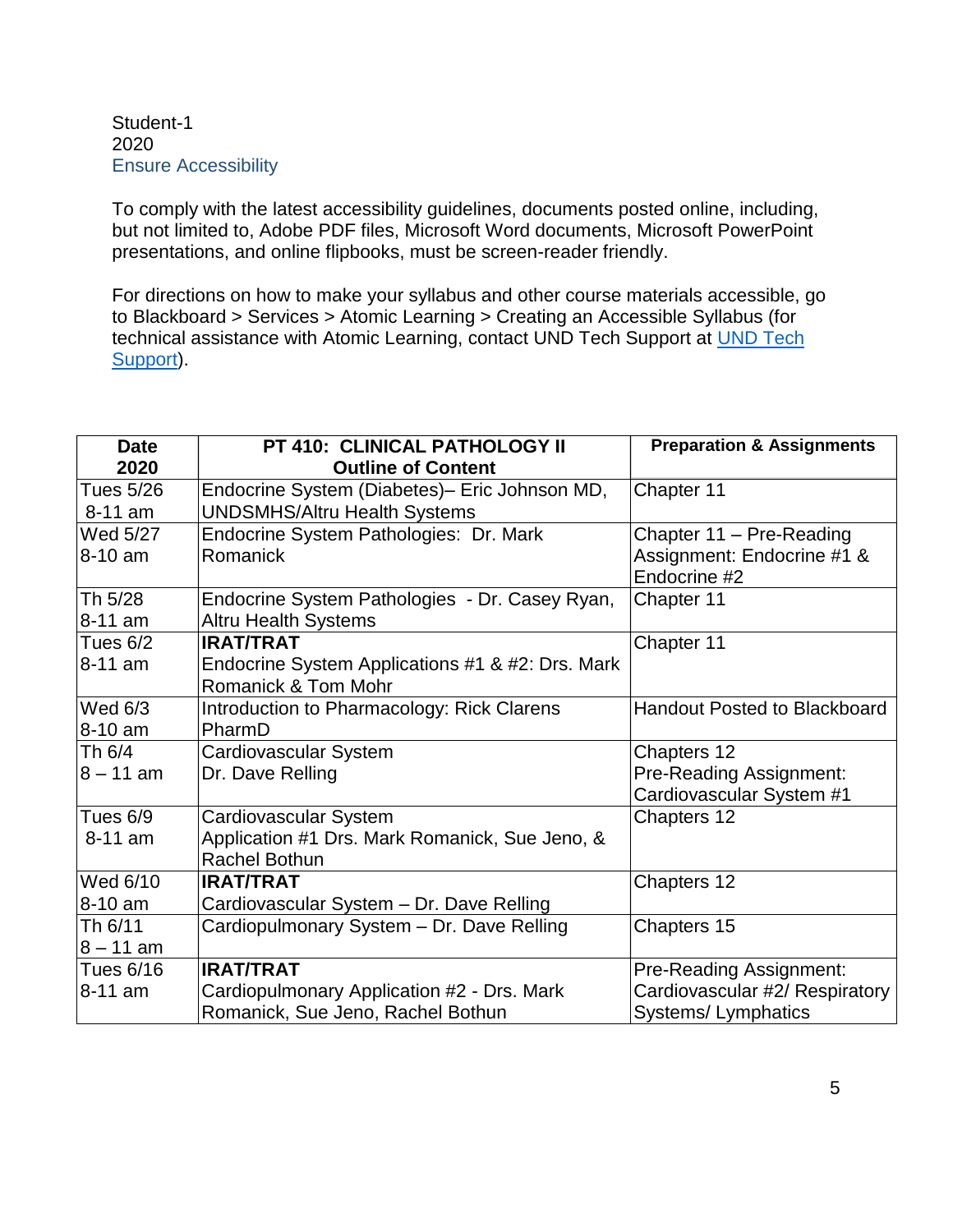Student-1
2020
Ensure Accessibility

To comply with the latest accessibility guidelines, documents posted online, including, but not limited to, Adobe PDF files, Microsoft Word documents, Microsoft PowerPoint presentations, and online flipbooks, must be screen-reader friendly.

For directions on how to make your syllabus and other course materials accessible, go to Blackboard > Services > Atomic Learning > Creating an Accessible Syllabus (for technical assistance with Atomic Learning, contact UND Tech Support at [UND Tech Support]).

| Date 2020 | PT 410: CLINICAL PATHOLOGY II Outline of Content | Preparation & Assignments |
|---|---|---|
| Tues 5/26 8-11 am | Endocrine System (Diabetes)– Eric Johnson MD, UNDSMHS/Altru Health Systems | Chapter 11 |
| Wed 5/27 8-10 am | Endocrine System Pathologies: Dr. Mark Romanick | Chapter 11 – Pre-Reading Assignment: Endocrine #1 & Endocrine #2 |
| Th 5/28 8-11 am | Endocrine System Pathologies - Dr. Casey Ryan, Altru Health Systems | Chapter 11 |
| Tues 6/2 8-11 am | **IRAT/TRAT** Endocrine System Applications #1 & #2: Drs. Mark Romanick & Tom Mohr | Chapter 11 |
| Wed 6/3 8-10 am | Introduction to Pharmacology: Rick Clarens PharmD | Handout Posted to Blackboard |
| Th 6/4 8 – 11 am | Cardiovascular System Dr. Dave Relling | Chapters 12 Pre-Reading Assignment: Cardiovascular System #1 |
| Tues 6/9 8-11 am | Cardiovascular System Application #1 Drs. Mark Romanick, Sue Jeno, & Rachel Bothun | Chapters 12 |
| Wed 6/10 8-10 am | **IRAT/TRAT** Cardiovascular System – Dr. Dave Relling | Chapters 12 |
| Th 6/11 8 – 11 am | Cardiopulmonary System – Dr. Dave Relling | Chapters 15 |
| Tues 6/16 8-11 am | **IRAT/TRAT** Cardiopulmonary Application #2 - Drs. Mark Romanick, Sue Jeno, Rachel Bothun | Pre-Reading Assignment: Cardiovascular #2/ Respiratory Systems/ Lymphatics |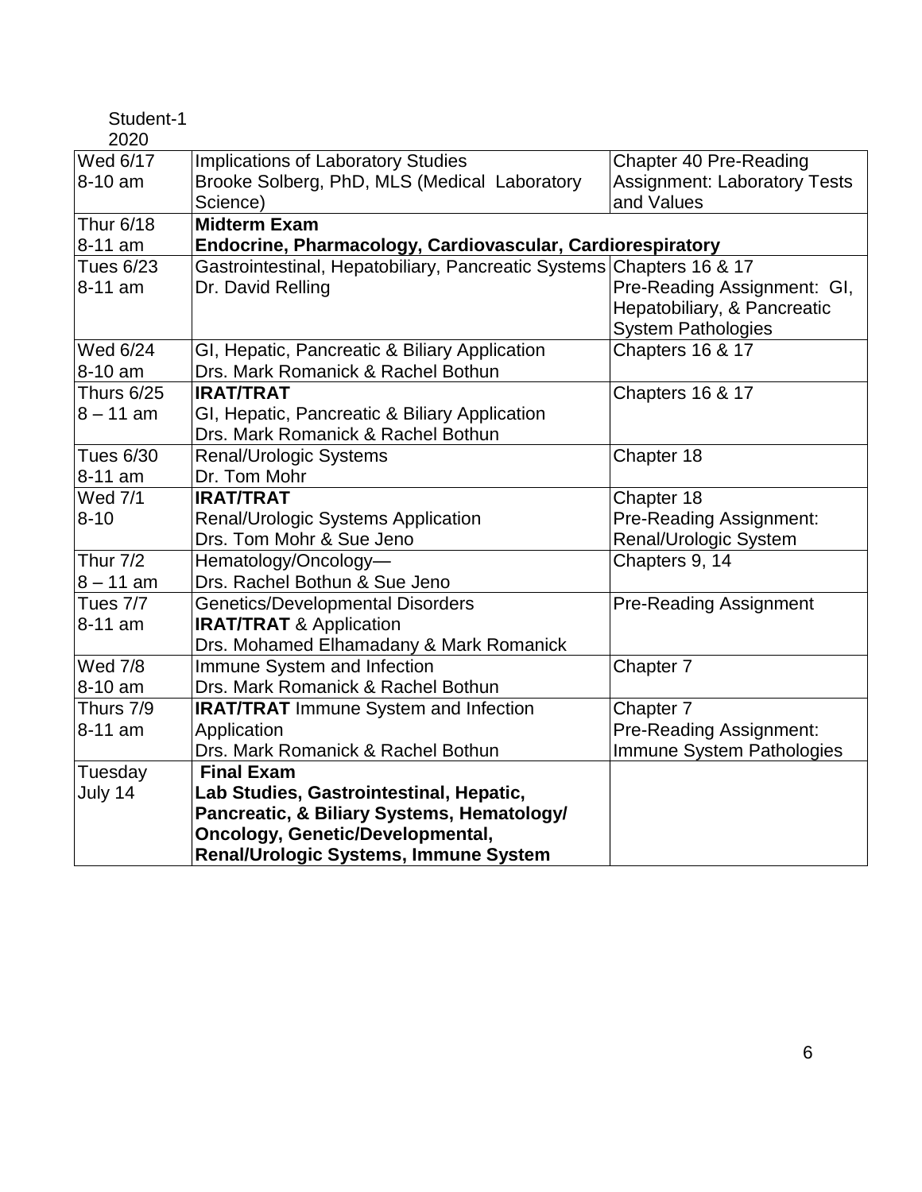Student-1
2020

| | | |
|---|---|---|
| Wed 6/17<br>8-10 am | Implications of Laboratory Studies<br>Brooke Solberg, PhD, MLS (Medical Laboratory Science) | Chapter 40 Pre-Reading Assignment: Laboratory Tests and Values |
| Thur 6/18<br>8-11 am | **Midterm Exam**<br>**Endocrine, Pharmacology, Cardiovascular, Cardiorespiratory** | |
| Tues 6/23<br>8-11 am | Gastrointestinal, Hepatobiliary, Pancreatic Systems<br>Dr. David Relling | Chapters 16 & 17<br>Pre-Reading Assignment: GI, Hepatobiliary, & Pancreatic System Pathologies |
| Wed 6/24<br>8-10 am | GI, Hepatic, Pancreatic & Biliary Application<br>Drs. Mark Romanick & Rachel Bothun | Chapters 16 & 17 |
| Thurs 6/25<br>8 – 11 am | **IRAT/TRAT**<br>GI, Hepatic, Pancreatic & Biliary Application<br>Drs. Mark Romanick & Rachel Bothun | Chapters 16 & 17 |
| Tues 6/30<br>8-11 am | Renal/Urologic Systems<br>Dr. Tom Mohr | Chapter 18 |
| Wed 7/1<br>8-10 | **IRAT/TRAT**<br>Renal/Urologic Systems Application<br>Drs. Tom Mohr & Sue Jeno | Chapter 18<br>Pre-Reading Assignment: Renal/Urologic System |
| Thur 7/2<br>8 – 11 am | Hematology/Oncology—<br>Drs. Rachel Bothun & Sue Jeno | Chapters 9, 14 |
| Tues 7/7<br>8-11 am | Genetics/Developmental Disorders<br>**IRAT/TRAT** & Application<br>Drs. Mohamed Elhamadany & Mark Romanick | Pre-Reading Assignment |
| Wed 7/8<br>8-10 am | Immune System and Infection<br>Drs. Mark Romanick & Rachel Bothun | Chapter 7 |
| Thurs 7/9<br>8-11 am | **IRAT/TRAT** Immune System and Infection Application<br>Drs. Mark Romanick & Rachel Bothun | Chapter 7<br>Pre-Reading Assignment: Immune System Pathologies |
| Tuesday<br>July 14 | **Final Exam**<br>**Lab Studies, Gastrointestinal, Hepatic, Pancreatic, & Biliary Systems, Hematology/ Oncology, Genetic/Developmental, Renal/Urologic Systems, Immune System** | |